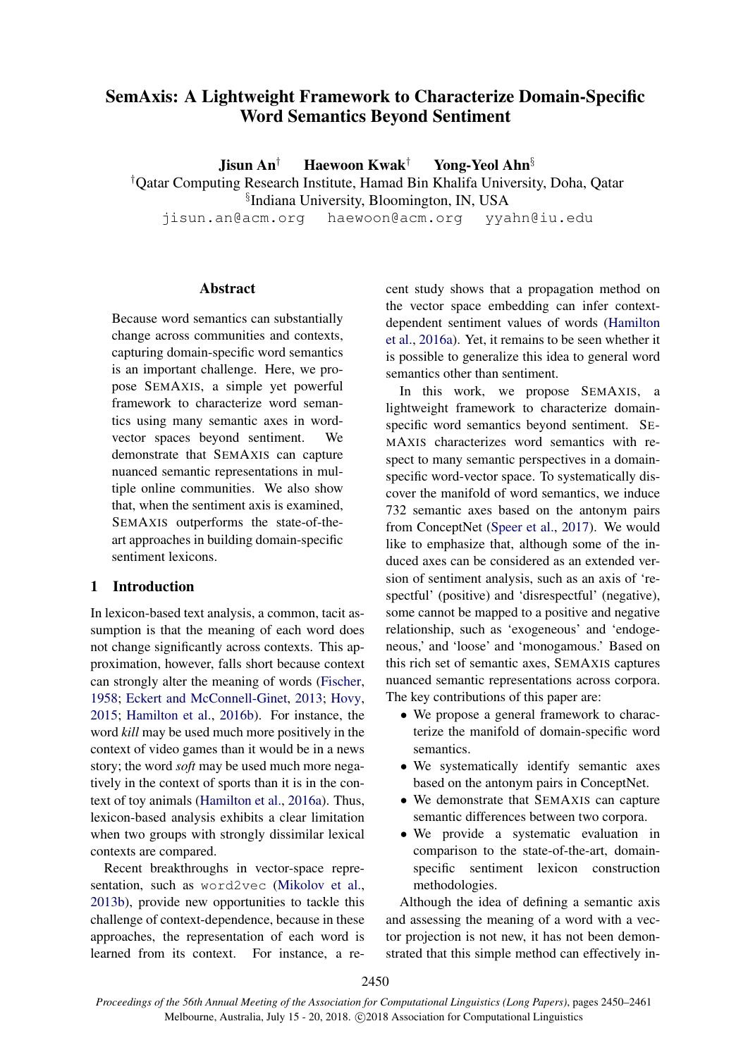# SemAxis: A Lightweight Framework to Characterize Domain-Specific Word Semantics Beyond Sentiment

**Jisun An**[†] **Haewoon Kwak**[†] **Yong-Yeol Ahn**[§]

[†]Qatar Computing Research Institute, Hamad Bin Khalifa University, Doha, Qatar
[§]Indiana University, Bloomington, IN, USA

jisun.an@acm.org haewoon@acm.org yyahn@iu.edu

## Abstract

Because word semantics can substantially change across communities and contexts, capturing domain-specific word semantics is an important challenge. Here, we propose SEMAXIS, a simple yet powerful framework to characterize word semantics using many semantic axes in word-vector spaces beyond sentiment. We demonstrate that SEMAXIS can capture nuanced semantic representations in multiple online communities. We also show that, when the sentiment axis is examined, SEMAXIS outperforms the state-of-the-art approaches in building domain-specific sentiment lexicons.

## 1 Introduction

In lexicon-based text analysis, a common, tacit assumption is that the meaning of each word does not change significantly across contexts. This approximation, however, falls short because context can strongly alter the meaning of words (Fischer, 1958; Eckert and McConnell-Ginet, 2013; Hovy, 2015; Hamilton et al., 2016b). For instance, the word *kill* may be used much more positively in the context of video games than it would be in a news story; the word *soft* may be used much more negatively in the context of sports than it is in the context of toy animals (Hamilton et al., 2016a). Thus, lexicon-based analysis exhibits a clear limitation when two groups with strongly dissimilar lexical contexts are compared.

Recent breakthroughs in vector-space representation, such as word2vec (Mikolov et al., 2013b), provide new opportunities to tackle this challenge of context-dependence, because in these approaches, the representation of each word is learned from its context. For instance, a recent study shows that a propagation method on the vector space embedding can infer context-dependent sentiment values of words (Hamilton et al., 2016a). Yet, it remains to be seen whether it is possible to generalize this idea to general word semantics other than sentiment.

In this work, we propose SEMAXIS, a lightweight framework to characterize domain-specific word semantics beyond sentiment. SEMAXIS characterizes word semantics with respect to many semantic perspectives in a domain-specific word-vector space. To systematically discover the manifold of word semantics, we induce 732 semantic axes based on the antonym pairs from ConceptNet (Speer et al., 2017). We would like to emphasize that, although some of the induced axes can be considered as an extended version of sentiment analysis, such as an axis of 'respectful' (positive) and 'disrespectful' (negative), some cannot be mapped to a positive and negative relationship, such as 'exogeneous' and 'endogeneous,' and 'loose' and 'monogamous.' Based on this rich set of semantic axes, SEMAXIS captures nuanced semantic representations across corpora. The key contributions of this paper are:

- We propose a general framework to characterize the manifold of domain-specific word semantics.
- We systematically identify semantic axes based on the antonym pairs in ConceptNet.
- We demonstrate that SEMAXIS can capture semantic differences between two corpora.
- We provide a systematic evaluation in comparison to the state-of-the-art, domain-specific sentiment lexicon construction methodologies.

Although the idea of defining a semantic axis and assessing the meaning of a word with a vector projection is not new, it has not been demonstrated that this simple method can effectively in-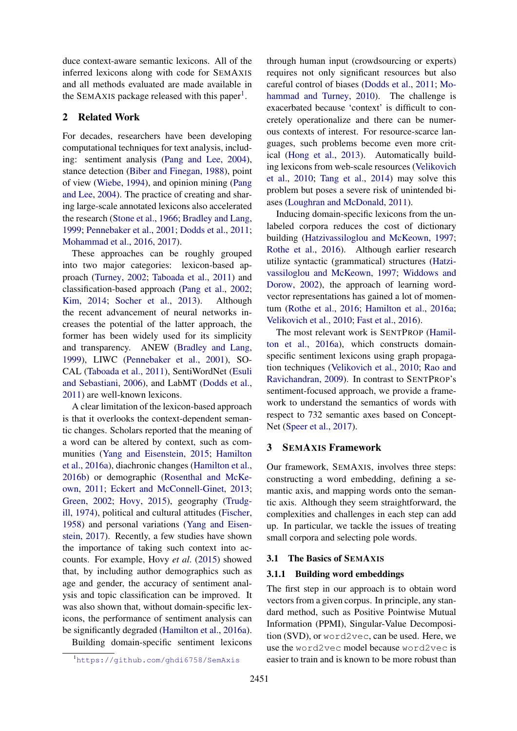duce context-aware semantic lexicons. All of the inferred lexicons along with code for SemAxis and all methods evaluated are made available in the SemAxis package released with this paper[1].

## 2 Related Work

For decades, researchers have been developing computational techniques for text analysis, including: sentiment analysis (Pang and Lee, 2004), stance detection (Biber and Finegan, 1988), point of view (Wiebe, 1994), and opinion mining (Pang and Lee, 2004). The practice of creating and sharing large-scale annotated lexicons also accelerated the research (Stone et al., 1966; Bradley and Lang, 1999; Pennebaker et al., 2001; Dodds et al., 2011; Mohammad et al., 2016, 2017).

These approaches can be roughly grouped into two major categories: lexicon-based approach (Turney, 2002; Taboada et al., 2011) and classification-based approach (Pang et al., 2002; Kim, 2014; Socher et al., 2013). Although the recent advancement of neural networks increases the potential of the latter approach, the former has been widely used for its simplicity and transparency. ANEW (Bradley and Lang, 1999), LIWC (Pennebaker et al., 2001), SO-CAL (Taboada et al., 2011), SentiWordNet (Esuli and Sebastiani, 2006), and LabMT (Dodds et al., 2011) are well-known lexicons.

A clear limitation of the lexicon-based approach is that it overlooks the context-dependent semantic changes. Scholars reported that the meaning of a word can be altered by context, such as communities (Yang and Eisenstein, 2015; Hamilton et al., 2016a), diachronic changes (Hamilton et al., 2016b) or demographic (Rosenthal and McKeown, 2011; Eckert and McConnell-Ginet, 2013; Green, 2002; Hovy, 2015), geography (Trudgill, 1974), political and cultural attitudes (Fischer, 1958) and personal variations (Yang and Eisenstein, 2017). Recently, a few studies have shown the importance of taking such context into accounts. For example, Hovy *et al.* (2015) showed that, by including author demographics such as age and gender, the accuracy of sentiment analysis and topic classification can be improved. It was also shown that, without domain-specific lexicons, the performance of sentiment analysis can be significantly degraded (Hamilton et al., 2016a).

Building domain-specific sentiment lexicons through human input (crowdsourcing or experts) requires not only significant resources but also careful control of biases (Dodds et al., 2011; Mohammad and Turney, 2010). The challenge is exacerbated because 'context' is difficult to concretely operationalize and there can be numerous contexts of interest. For resource-scarce languages, such problems become even more critical (Hong et al., 2013). Automatically building lexicons from web-scale resources (Velikovich et al., 2010; Tang et al., 2014) may solve this problem but poses a severe risk of unintended biases (Loughran and McDonald, 2011).

Inducing domain-specific lexicons from the unlabeled corpora reduces the cost of dictionary building (Hatzivassiloglou and McKeown, 1997; Rothe et al., 2016). Although earlier research utilize syntactic (grammatical) structures (Hatzivassiloglou and McKeown, 1997; Widdows and Dorow, 2002), the approach of learning word-vector representations has gained a lot of momentum (Rothe et al., 2016; Hamilton et al., 2016a; Velikovich et al., 2010; Fast et al., 2016).

The most relevant work is SentProp (Hamilton et al., 2016a), which constructs domain-specific sentiment lexicons using graph propagation techniques (Velikovich et al., 2010; Rao and Ravichandran, 2009). In contrast to SentProp's sentiment-focused approach, we provide a framework to understand the semantics of words with respect to 732 semantic axes based on ConceptNet (Speer et al., 2017).

## 3 SemAxis Framework

Our framework, SemAxis, involves three steps: constructing a word embedding, defining a semantic axis, and mapping words onto the semantic axis. Although they seem straightforward, the complexities and challenges in each step can add up. In particular, we tackle the issues of treating small corpora and selecting pole words.

### 3.1 The Basics of SemAxis

#### 3.1.1 Building word embeddings

The first step in our approach is to obtain word vectors from a given corpus. In principle, any standard method, such as Positive Pointwise Mutual Information (PPMI), Singular-Value Decomposition (SVD), or `word2vec`, can be used. Here, we use the `word2vec` model because `word2vec` is easier to train and is known to be more robust than

[1] https://github.com/ghdi6758/SemAxis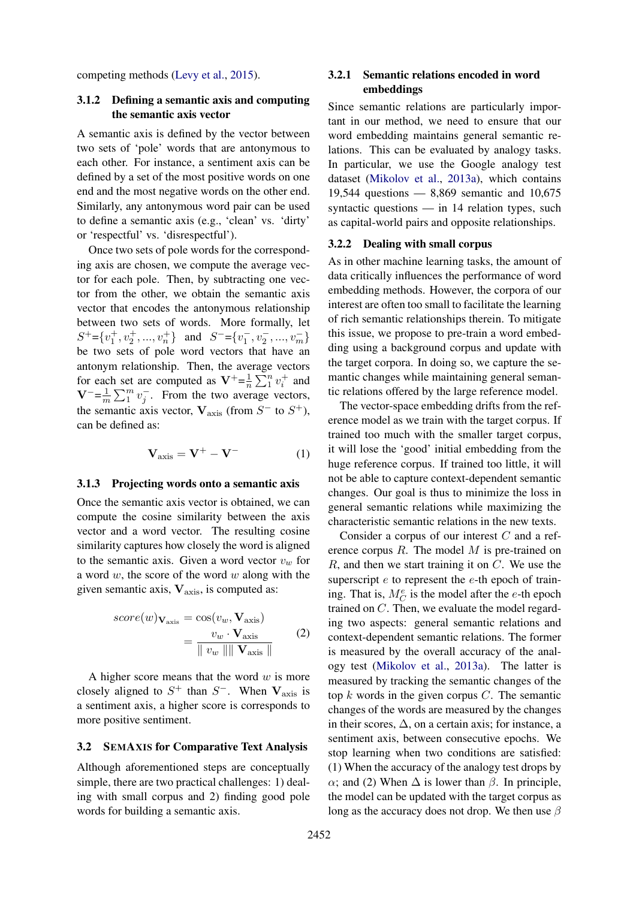competing methods (Levy et al., 2015).

### 3.1.2 Defining a semantic axis and computing the semantic axis vector

A semantic axis is defined by the vector between two sets of 'pole' words that are antonymous to each other. For instance, a sentiment axis can be defined by a set of the most positive words on one end and the most negative words on the other end. Similarly, any antonymous word pair can be used to define a semantic axis (e.g., 'clean' vs. 'dirty' or 'respectful' vs. 'disrespectful').

Once two sets of pole words for the corresponding axis are chosen, we compute the average vector for each pole. Then, by subtracting one vector from the other, we obtain the semantic axis vector that encodes the antonymous relationship between two sets of words. More formally, let $S^{+}=\{v_1^{+}, v_2^{+}, ..., v_n^{+}\}$ and $S^{-}=\{v_1^{-}, v_2^{-}, ..., v_m^{-}\}$ be two sets of pole word vectors that have an antonym relationship. Then, the average vectors for each set are computed as $\mathbf{V}^{+}=\frac{1}{n}\sum_1^n v_i^{+}$ and $\mathbf{V}^{-}=\frac{1}{m}\sum_1^m v_j^{-}$. From the two average vectors, the semantic axis vector, $\mathbf{V}_{\text{axis}}$ (from $S^{-}$ to $S^{+}$), can be defined as:

$$\mathbf{V}_{\text{axis}} = \mathbf{V}^{+} - \mathbf{V}^{-} \quad (1)$$

### 3.1.3 Projecting words onto a semantic axis

Once the semantic axis vector is obtained, we can compute the cosine similarity between the axis vector and a word vector. The resulting cosine similarity captures how closely the word is aligned to the semantic axis. Given a word vector $v_w$ for a word $w$, the score of the word $w$ along with the given semantic axis, $\mathbf{V}_{\text{axis}}$, is computed as:

$$\begin{aligned} score(w)_{\mathbf{V}_{\text{axis}}} &= \cos(v_w, \mathbf{V}_{\text{axis}}) \\ &= \frac{v_w \cdot \mathbf{V}_{\text{axis}}}{\parallel v_w \parallel \parallel \mathbf{V}_{\text{axis}} \parallel} \end{aligned} \quad (2)$$

A higher score means that the word $w$ is more closely aligned to $S^{+}$ than $S^{-}$. When $\mathbf{V}_{\text{axis}}$ is a sentiment axis, a higher score is corresponds to more positive sentiment.

## 3.2 SEMAXIS for Comparative Text Analysis

Although aforementioned steps are conceptually simple, there are two practical challenges: 1) dealing with small corpus and 2) finding good pole words for building a semantic axis.

### 3.2.1 Semantic relations encoded in word embeddings

Since semantic relations are particularly important in our method, we need to ensure that our word embedding maintains general semantic relations. This can be evaluated by analogy tasks. In particular, we use the Google analogy test dataset (Mikolov et al., 2013a), which contains 19,544 questions — 8,869 semantic and 10,675 syntactic questions — in 14 relation types, such as capital-world pairs and opposite relationships.

### 3.2.2 Dealing with small corpus

As in other machine learning tasks, the amount of data critically influences the performance of word embedding methods. However, the corpora of our interest are often too small to facilitate the learning of rich semantic relationships therein. To mitigate this issue, we propose to pre-train a word embedding using a background corpus and update with the target corpora. In doing so, we capture the semantic changes while maintaining general semantic relations offered by the large reference model.

The vector-space embedding drifts from the reference model as we train with the target corpus. If trained too much with the smaller target corpus, it will lose the 'good' initial embedding from the huge reference corpus. If trained too little, it will not be able to capture context-dependent semantic changes. Our goal is thus to minimize the loss in general semantic relations while maximizing the characteristic semantic relations in the new texts.

Consider a corpus of our interest $C$ and a reference corpus $R$. The model $M$ is pre-trained on $R$, and then we start training it on $C$. We use the superscript $e$ to represent the $e$-th epoch of training. That is, $M_C^e$ is the model after the $e$-th epoch trained on $C$. Then, we evaluate the model regarding two aspects: general semantic relations and context-dependent semantic relations. The former is measured by the overall accuracy of the analogy test (Mikolov et al., 2013a). The latter is measured by tracking the semantic changes of the top $k$ words in the given corpus $C$. The semantic changes of the words are measured by the changes in their scores, $\Delta$, on a certain axis; for instance, a sentiment axis, between consecutive epochs. We stop learning when two conditions are satisfied: (1) When the accuracy of the analogy test drops by $\alpha$; and (2) When $\Delta$ is lower than $\beta$. In principle, the model can be updated with the target corpus as long as the accuracy does not drop. We then use $\beta$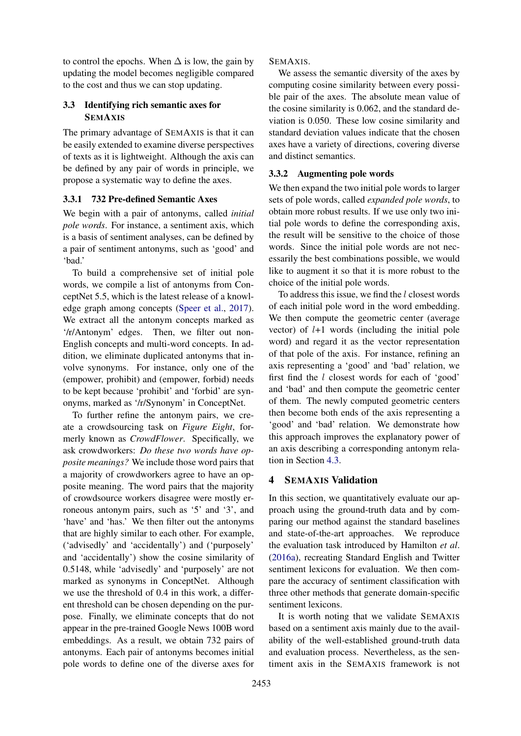to control the epochs. When $\Delta$ is low, the gain by updating the model becomes negligible compared to the cost and thus we can stop updating.

### 3.3 Identifying rich semantic axes for SEMAXIS

The primary advantage of SEMAXIS is that it can be easily extended to examine diverse perspectives of texts as it is lightweight. Although the axis can be defined by any pair of words in principle, we propose a systematic way to define the axes.

#### 3.3.1 732 Pre-defined Semantic Axes

We begin with a pair of antonyms, called *initial pole words*. For instance, a sentiment axis, which is a basis of sentiment analyses, can be defined by a pair of sentiment antonyms, such as 'good' and 'bad.'

To build a comprehensive set of initial pole words, we compile a list of antonyms from ConceptNet 5.5, which is the latest release of a knowledge graph among concepts (Speer et al., 2017). We extract all the antonym concepts marked as '/r/Antonym' edges. Then, we filter out non-English concepts and multi-word concepts. In addition, we eliminate duplicated antonyms that involve synonyms. For instance, only one of the (empower, prohibit) and (empower, forbid) needs to be kept because 'prohibit' and 'forbid' are synonyms, marked as '/r/Synonym' in ConceptNet.

To further refine the antonym pairs, we create a crowdsourcing task on *Figure Eight*, formerly known as *CrowdFlower*. Specifically, we ask crowdworkers: *Do these two words have opposite meanings?* We include those word pairs that a majority of crowdworkers agree to have an opposite meaning. The word pairs that the majority of crowdsource workers disagree were mostly erroneous antonym pairs, such as '5' and '3', and 'have' and 'has.' We then filter out the antonyms that are highly similar to each other. For example, ('advisedly' and 'accidentally') and ('purposely' and 'accidentally') show the cosine similarity of 0.5148, while 'advisedly' and 'purposely' are not marked as synonyms in ConceptNet. Although we use the threshold of 0.4 in this work, a different threshold can be chosen depending on the purpose. Finally, we eliminate concepts that do not appear in the pre-trained Google News 100B word embeddings. As a result, we obtain 732 pairs of antonyms. Each pair of antonyms becomes initial pole words to define one of the diverse axes for SEMAXIS.

We assess the semantic diversity of the axes by computing cosine similarity between every possible pair of the axes. The absolute mean value of the cosine similarity is 0.062, and the standard deviation is 0.050. These low cosine similarity and standard deviation values indicate that the chosen axes have a variety of directions, covering diverse and distinct semantics.

#### 3.3.2 Augmenting pole words

We then expand the two initial pole words to larger sets of pole words, called *expanded pole words*, to obtain more robust results. If we use only two initial pole words to define the corresponding axis, the result will be sensitive to the choice of those words. Since the initial pole words are not necessarily the best combinations possible, we would like to augment it so that it is more robust to the choice of the initial pole words.

To address this issue, we find the $l$ closest words of each initial pole word in the word embedding. We then compute the geometric center (average vector) of $l$+1 words (including the initial pole word) and regard it as the vector representation of that pole of the axis. For instance, refining an axis representing a 'good' and 'bad' relation, we first find the $l$ closest words for each of 'good' and 'bad' and then compute the geometric center of them. The newly computed geometric centers then become both ends of the axis representing a 'good' and 'bad' relation. We demonstrate how this approach improves the explanatory power of an axis describing a corresponding antonym relation in Section 4.3.

## 4 SEMAXIS Validation

In this section, we quantitatively evaluate our approach using the ground-truth data and by comparing our method against the standard baselines and state-of-the-art approaches. We reproduce the evaluation task introduced by Hamilton *et al.* (2016a), recreating Standard English and Twitter sentiment lexicons for evaluation. We then compare the accuracy of sentiment classification with three other methods that generate domain-specific sentiment lexicons.

It is worth noting that we validate SEMAXIS based on a sentiment axis mainly due to the availability of the well-established ground-truth data and evaluation process. Nevertheless, as the sentiment axis in the SEMAXIS framework is not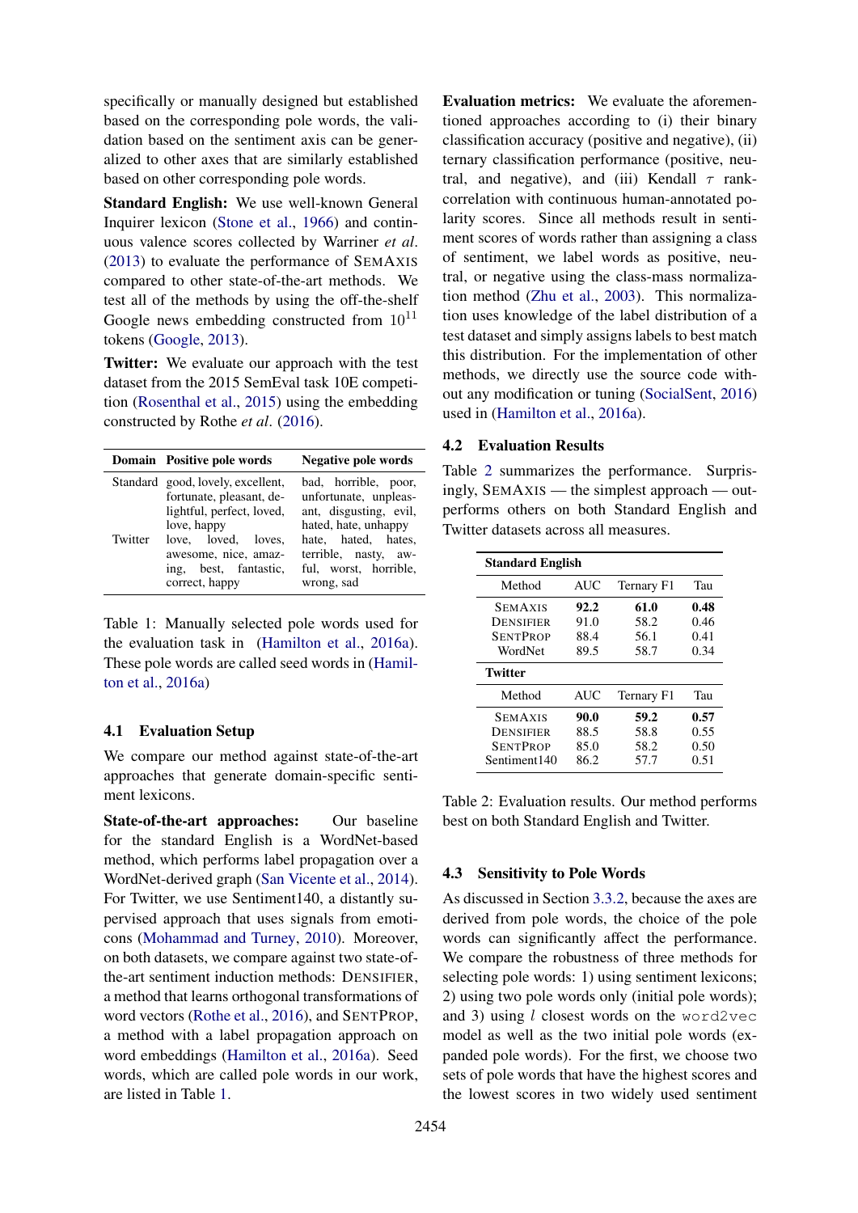specifically or manually designed but established based on the corresponding pole words, the validation based on the sentiment axis can be generalized to other axes that are similarly established based on other corresponding pole words.

**Standard English:** We use well-known General Inquirer lexicon (Stone et al., 1966) and continuous valence scores collected by Warriner *et al*. (2013) to evaluate the performance of SEMAXIS compared to other state-of-the-art methods. We test all of the methods by using the off-the-shelf Google news embedding constructed from $10^{11}$ tokens (Google, 2013).

**Twitter:** We evaluate our approach with the test dataset from the 2015 SemEval task 10E competition (Rosenthal et al., 2015) using the embedding constructed by Rothe *et al*. (2016).

| Domain | Positive pole words | Negative pole words |
|---|---|---|
| Standard | good, lovely, excellent, fortunate, pleasant, delightful, perfect, loved, love, happy | bad, horrible, poor, unfortunate, unpleasant, disgusting, evil, hated, hate, unhappy |
| Twitter | love, loved, loves, awesome, nice, amazing, best, fantastic, correct, happy | hate, hated, hates, terrible, nasty, awful, worst, horrible, wrong, sad |

Table 1: Manually selected pole words used for the evaluation task in (Hamilton et al., 2016a). These pole words are called seed words in (Hamilton et al., 2016a)

## 4.1 Evaluation Setup

We compare our method against state-of-the-art approaches that generate domain-specific sentiment lexicons.

**State-of-the-art approaches:** Our baseline for the standard English is a WordNet-based method, which performs label propagation over a WordNet-derived graph (San Vicente et al., 2014). For Twitter, we use Sentiment140, a distantly supervised approach that uses signals from emoticons (Mohammad and Turney, 2010). Moreover, on both datasets, we compare against two state-of-the-art sentiment induction methods: DENSIFIER, a method that learns orthogonal transformations of word vectors (Rothe et al., 2016), and SENTPROP, a method with a label propagation approach on word embeddings (Hamilton et al., 2016a). Seed words, which are called pole words in our work, are listed in Table 1.

**Evaluation metrics:** We evaluate the aforementioned approaches according to (i) their binary classification accuracy (positive and negative), (ii) ternary classification performance (positive, neutral, and negative), and (iii) Kendall $\tau$ rank-correlation with continuous human-annotated polarity scores. Since all methods result in sentiment scores of words rather than assigning a class of sentiment, we label words as positive, neutral, or negative using the class-mass normalization method (Zhu et al., 2003). This normalization uses knowledge of the label distribution of a test dataset and simply assigns labels to best match this distribution. For the implementation of other methods, we directly use the source code without any modification or tuning (SocialSent, 2016) used in (Hamilton et al., 2016a).

## 4.2 Evaluation Results

Table 2 summarizes the performance. Surprisingly, SEMAXIS — the simplest approach — outperforms others on both Standard English and Twitter datasets across all measures.

| **Standard English** | | | |
|---|---|---|---|
| Method | AUC | Ternary F1 | Tau |
| SEMAXIS | **92.2** | **61.0** | **0.48** |
| DENSIFIER | 91.0 | 58.2 | 0.46 |
| SENTPROP | 88.4 | 56.1 | 0.41 |
| WordNet | 89.5 | 58.7 | 0.34 |
| **Twitter** | | | |
| Method | AUC | Ternary F1 | Tau |
| SEMAXIS | **90.0** | **59.2** | **0.57** |
| DENSIFIER | 88.5 | 58.8 | 0.55 |
| SENTPROP | 85.0 | 58.2 | 0.50 |
| Sentiment140 | 86.2 | 57.7 | 0.51 |

Table 2: Evaluation results. Our method performs best on both Standard English and Twitter.

## 4.3 Sensitivity to Pole Words

As discussed in Section 3.3.2, because the axes are derived from pole words, the choice of the pole words can significantly affect the performance. We compare the robustness of three methods for selecting pole words: 1) using sentiment lexicons; 2) using two pole words only (initial pole words); and 3) using $l$ closest words on the `word2vec` model as well as the two initial pole words (expanded pole words). For the first, we choose two sets of pole words that have the highest scores and the lowest scores in two widely used sentiment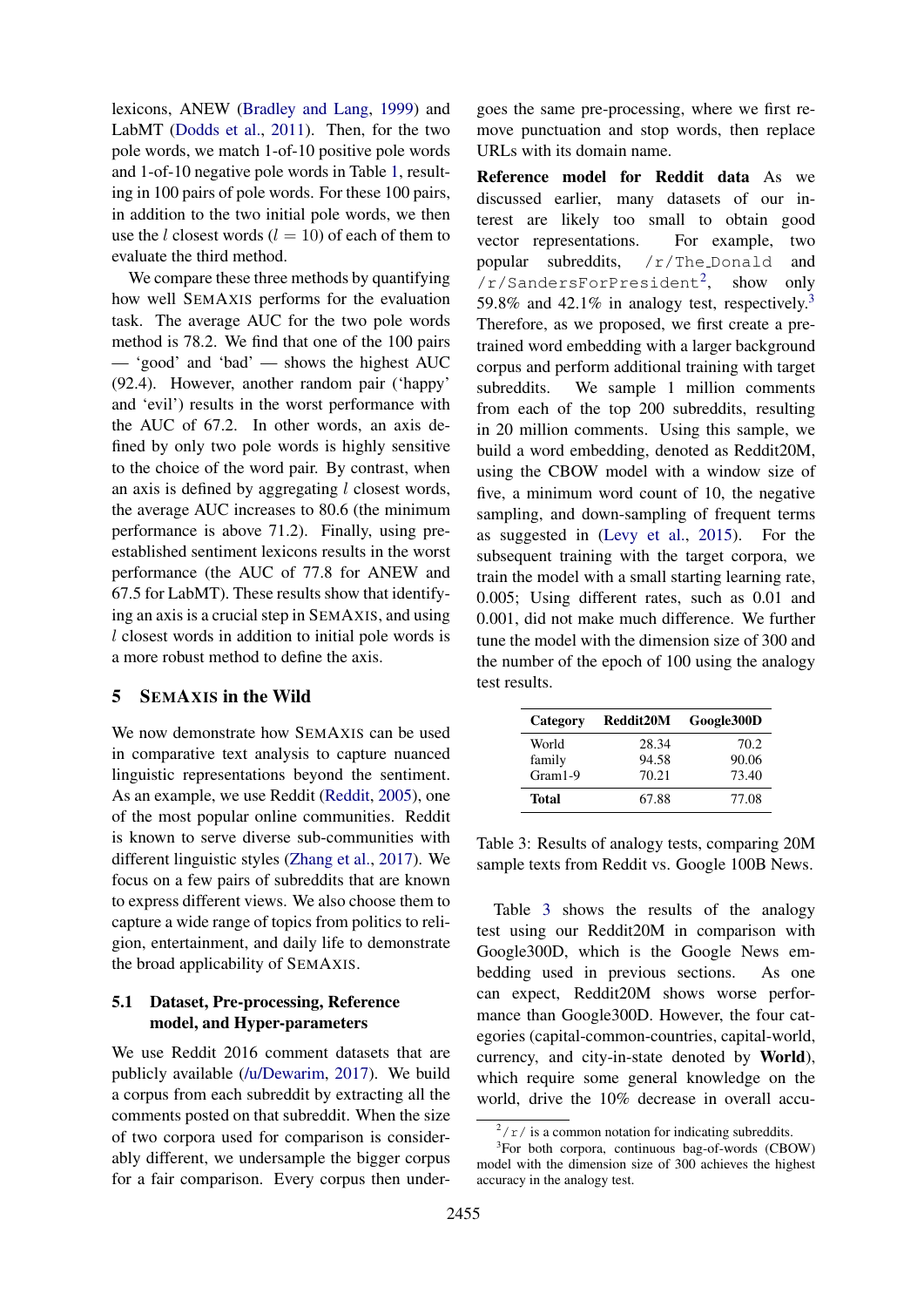lexicons, ANEW (Bradley and Lang, 1999) and LabMT (Dodds et al., 2011). Then, for the two pole words, we match 1-of-10 positive pole words and 1-of-10 negative pole words in Table 1, resulting in 100 pairs of pole words. For these 100 pairs, in addition to the two initial pole words, we then use the $l$ closest words ($l = 10$) of each of them to evaluate the third method.

We compare these three methods by quantifying how well SEMAXIS performs for the evaluation task. The average AUC for the two pole words method is 78.2. We find that one of the 100 pairs — 'good' and 'bad' — shows the highest AUC (92.4). However, another random pair ('happy' and 'evil') results in the worst performance with the AUC of 67.2. In other words, an axis defined by only two pole words is highly sensitive to the choice of the word pair. By contrast, when an axis is defined by aggregating $l$ closest words, the average AUC increases to 80.6 (the minimum performance is above 71.2). Finally, using pre-established sentiment lexicons results in the worst performance (the AUC of 77.8 for ANEW and 67.5 for LabMT). These results show that identifying an axis is a crucial step in SEMAXIS, and using $l$ closest words in addition to initial pole words is a more robust method to define the axis.

## 5 SEMAXIS in the Wild

We now demonstrate how SEMAXIS can be used in comparative text analysis to capture nuanced linguistic representations beyond the sentiment. As an example, we use Reddit (Reddit, 2005), one of the most popular online communities. Reddit is known to serve diverse sub-communities with different linguistic styles (Zhang et al., 2017). We focus on a few pairs of subreddits that are known to express different views. We also choose them to capture a wide range of topics from politics to religion, entertainment, and daily life to demonstrate the broad applicability of SEMAXIS.

### 5.1 Dataset, Pre-processing, Reference model, and Hyper-parameters

We use Reddit 2016 comment datasets that are publicly available (/u/Dewarim, 2017). We build a corpus from each subreddit by extracting all the comments posted on that subreddit. When the size of two corpora used for comparison is considerably different, we undersample the bigger corpus for a fair comparison. Every corpus then undergoes the same pre-processing, where we first remove punctuation and stop words, then replace URLs with its domain name.

**Reference model for Reddit data** As we discussed earlier, many datasets of our interest are likely too small to obtain good vector representations. For example, two popular subreddits, `/r/The_Donald` and `/r/SandersForPresident`[2], show only 59.8% and 42.1% in analogy test, respectively.[3] Therefore, as we proposed, we first create a pre-trained word embedding with a larger background corpus and perform additional training with target subreddits. We sample 1 million comments from each of the top 200 subreddits, resulting in 20 million comments. Using this sample, we build a word embedding, denoted as Reddit20M, using the CBOW model with a window size of five, a minimum word count of 10, the negative sampling, and down-sampling of frequent terms as suggested in (Levy et al., 2015). For the subsequent training with the target corpora, we train the model with a small starting learning rate, 0.005; Using different rates, such as 0.01 and 0.001, did not make much difference. We further tune the model with the dimension size of 300 and the number of the epoch of 100 using the analogy test results.

| Category | Reddit20M | Google300D |
|---|---|---|
| World | 28.34 | 70.2 |
| family | 94.58 | 90.06 |
| Gram1-9 | 70.21 | 73.40 |
| **Total** | 67.88 | 77.08 |

Table 3: Results of analogy tests, comparing 20M sample texts from Reddit vs. Google 100B News.

Table 3 shows the results of the analogy test using our Reddit20M in comparison with Google300D, which is the Google News embedding used in previous sections. As one can expect, Reddit20M shows worse performance than Google300D. However, the four categories (capital-common-countries, capital-world, currency, and city-in-state denoted by **World**), which require some general knowledge on the world, drive the 10% decrease in overall accu-

[2] /r/ is a common notation for indicating subreddits.

[3] For both corpora, continuous bag-of-words (CBOW) model with the dimension size of 300 achieves the highest accuracy in the analogy test.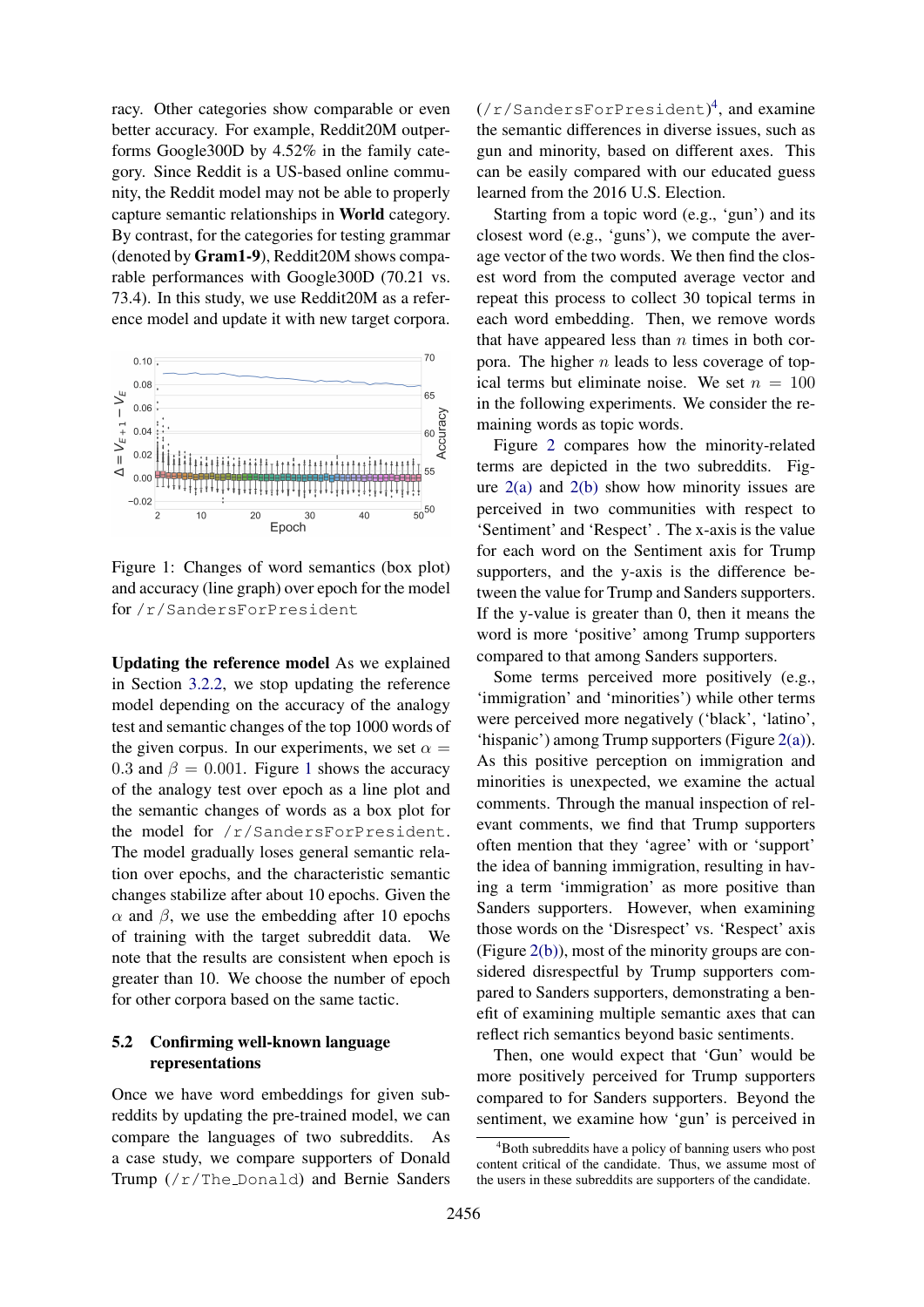racy. Other categories show comparable or even better accuracy. For example, Reddit20M outperforms Google300D by 4.52% in the family category. Since Reddit is a US-based online community, the Reddit model may not be able to properly capture semantic relationships in **World** category. By contrast, for the categories for testing grammar (denoted by **Gram1-9**), Reddit20M shows comparable performances with Google300D (70.21 vs. 73.4). In this study, we use Reddit20M as a reference model and update it with new target corpora.

Figure 1: Changes of word semantics (box plot) and accuracy (line graph) over epoch for the model for /r/SandersForPresident

**Updating the reference model** As we explained in Section 3.2.2, we stop updating the reference model depending on the accuracy of the analogy test and semantic changes of the top 1000 words of the given corpus. In our experiments, we set $\alpha = 0.3$ and $\beta = 0.001$. Figure 1 shows the accuracy of the analogy test over epoch as a line plot and the semantic changes of words as a box plot for the model for /r/SandersForPresident. The model gradually loses general semantic relation over epochs, and the characteristic semantic changes stabilize after about 10 epochs. Given the $\alpha$ and $\beta$, we use the embedding after 10 epochs of training with the target subreddit data. We note that the results are consistent when epoch is greater than 10. We choose the number of epoch for other corpora based on the same tactic.

## 5.2 Confirming well-known language representations

Once we have word embeddings for given subreddits by updating the pre-trained model, we can compare the languages of two subreddits. As a case study, we compare supporters of Donald Trump (/r/The_Donald) and Bernie Sanders (/r/SandersForPresident)[4], and examine the semantic differences in diverse issues, such as gun and minority, based on different axes. This can be easily compared with our educated guess learned from the 2016 U.S. Election.

Starting from a topic word (e.g., 'gun') and its closest word (e.g., 'guns'), we compute the average vector of the two words. We then find the closest word from the computed average vector and repeat this process to collect 30 topical terms in each word embedding. Then, we remove words that have appeared less than $n$ times in both corpora. The higher $n$ leads to less coverage of topical terms but eliminate noise. We set $n = 100$ in the following experiments. We consider the remaining words as topic words.

Figure 2 compares how the minority-related terms are depicted in the two subreddits. Figure 2(a) and 2(b) show how minority issues are perceived in two communities with respect to 'Sentiment' and 'Respect' . The x-axis is the value for each word on the Sentiment axis for Trump supporters, and the y-axis is the difference between the value for Trump and Sanders supporters. If the y-value is greater than 0, then it means the word is more 'positive' among Trump supporters compared to that among Sanders supporters.

Some terms perceived more positively (e.g., 'immigration' and 'minorities') while other terms were perceived more negatively ('black', 'latino', 'hispanic') among Trump supporters (Figure 2(a)). As this positive perception on immigration and minorities is unexpected, we examine the actual comments. Through the manual inspection of relevant comments, we find that Trump supporters often mention that they 'agree' with or 'support' the idea of banning immigration, resulting in having a term 'immigration' as more positive than Sanders supporters. However, when examining those words on the 'Disrespect' vs. 'Respect' axis (Figure 2(b)), most of the minority groups are considered disrespectful by Trump supporters compared to Sanders supporters, demonstrating a benefit of examining multiple semantic axes that can reflect rich semantics beyond basic sentiments.

Then, one would expect that 'Gun' would be more positively perceived for Trump supporters compared to for Sanders supporters. Beyond the sentiment, we examine how 'gun' is perceived in

[4]Both subreddits have a policy of banning users who post content critical of the candidate. Thus, we assume most of the users in these subreddits are supporters of the candidate.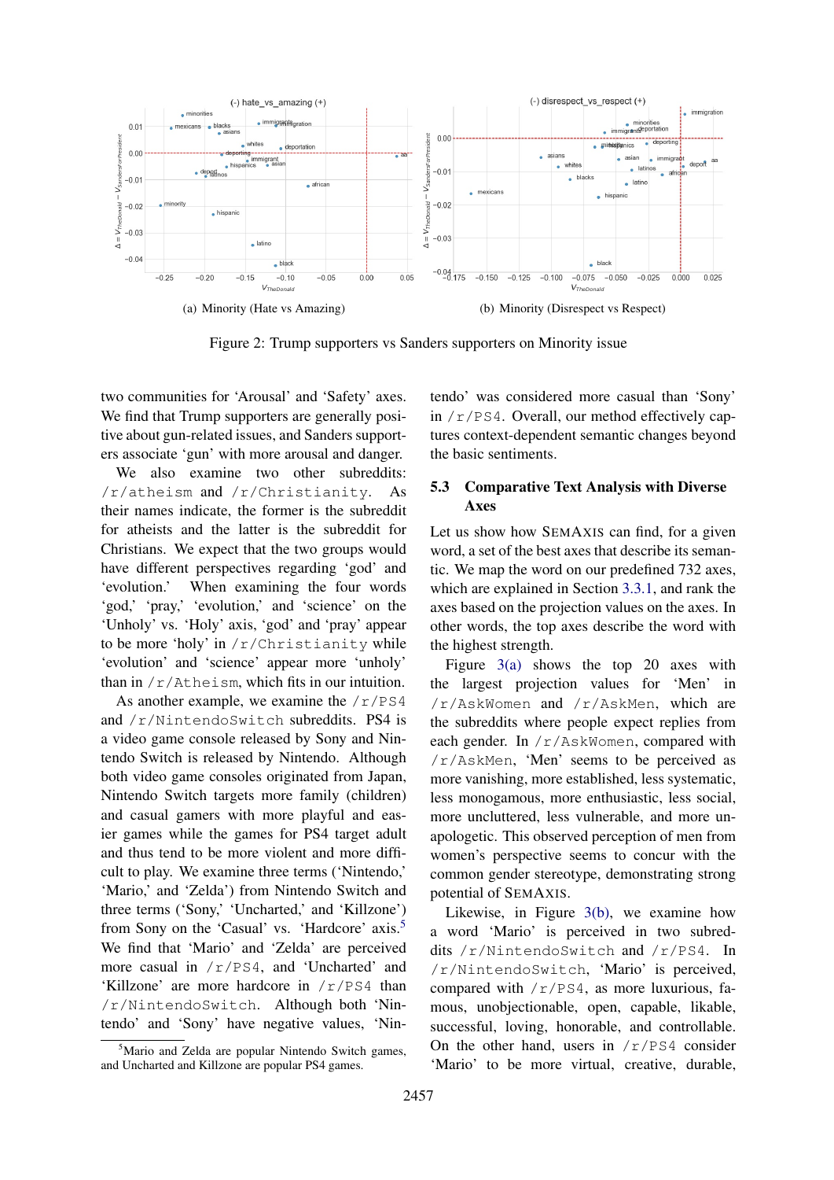(a) Minority (Hate vs Amazing)

(b) Minority (Disrespect vs Respect)

Figure 2: Trump supporters vs Sanders supporters on Minority issue

two communities for 'Arousal' and 'Safety' axes. We find that Trump supporters are generally positive about gun-related issues, and Sanders supporters associate 'gun' with more arousal and danger.

We also examine two other subreddits: /r/atheism and /r/Christianity. As their names indicate, the former is the subreddit for atheists and the latter is the subreddit for Christians. We expect that the two groups would have different perspectives regarding 'god' and 'evolution.' When examining the four words 'god,' 'pray,' 'evolution,' and 'science' on the 'Unholy' vs. 'Holy' axis, 'god' and 'pray' appear to be more 'holy' in /r/Christianity while 'evolution' and 'science' appear more 'unholy' than in /r/Atheism, which fits in our intuition.

As another example, we examine the /r/PS4 and /r/NintendoSwitch subreddits. PS4 is a video game console released by Sony and Nintendo Switch is released by Nintendo. Although both video game consoles originated from Japan, Nintendo Switch targets more family (children) and casual gamers with more playful and easier games while the games for PS4 target adult and thus tend to be more violent and more difficult to play. We examine three terms ('Nintendo,' 'Mario,' and 'Zelda') from Nintendo Switch and three terms ('Sony,' 'Uncharted,' and 'Killzone') from Sony on the 'Casual' vs. 'Hardcore' axis.[5] We find that 'Mario' and 'Zelda' are perceived more casual in /r/PS4, and 'Uncharted' and 'Killzone' are more hardcore in /r/PS4 than /r/NintendoSwitch. Although both 'Nintendo' and 'Sony' have negative values, 'Nintendo' was considered more casual than 'Sony' in /r/PS4. Overall, our method effectively captures context-dependent semantic changes beyond the basic sentiments.

### 5.3 Comparative Text Analysis with Diverse Axes

Let us show how SEMAXIS can find, for a given word, a set of the best axes that describe its semantic. We map the word on our predefined 732 axes, which are explained in Section 3.3.1, and rank the axes based on the projection values on the axes. In other words, the top axes describe the word with the highest strength.

Figure 3(a) shows the top 20 axes with the largest projection values for 'Men' in /r/AskWomen and /r/AskMen, which are the subreddits where people expect replies from each gender. In /r/AskWomen, compared with /r/AskMen, 'Men' seems to be perceived as more vanishing, more established, less systematic, less monogamous, more enthusiastic, less social, more uncluttered, less vulnerable, and more unapologetic. This observed perception of men from women's perspective seems to concur with the common gender stereotype, demonstrating strong potential of SEMAXIS.

Likewise, in Figure 3(b), we examine how a word 'Mario' is perceived in two subreddits /r/NintendoSwitch and /r/PS4. In /r/NintendoSwitch, 'Mario' is perceived, compared with /r/PS4, as more luxurious, famous, unobjectionable, open, capable, likable, successful, loving, honorable, and controllable. On the other hand, users in /r/PS4 consider 'Mario' to be more virtual, creative, durable,

[5] Mario and Zelda are popular Nintendo Switch games, and Uncharted and Killzone are popular PS4 games.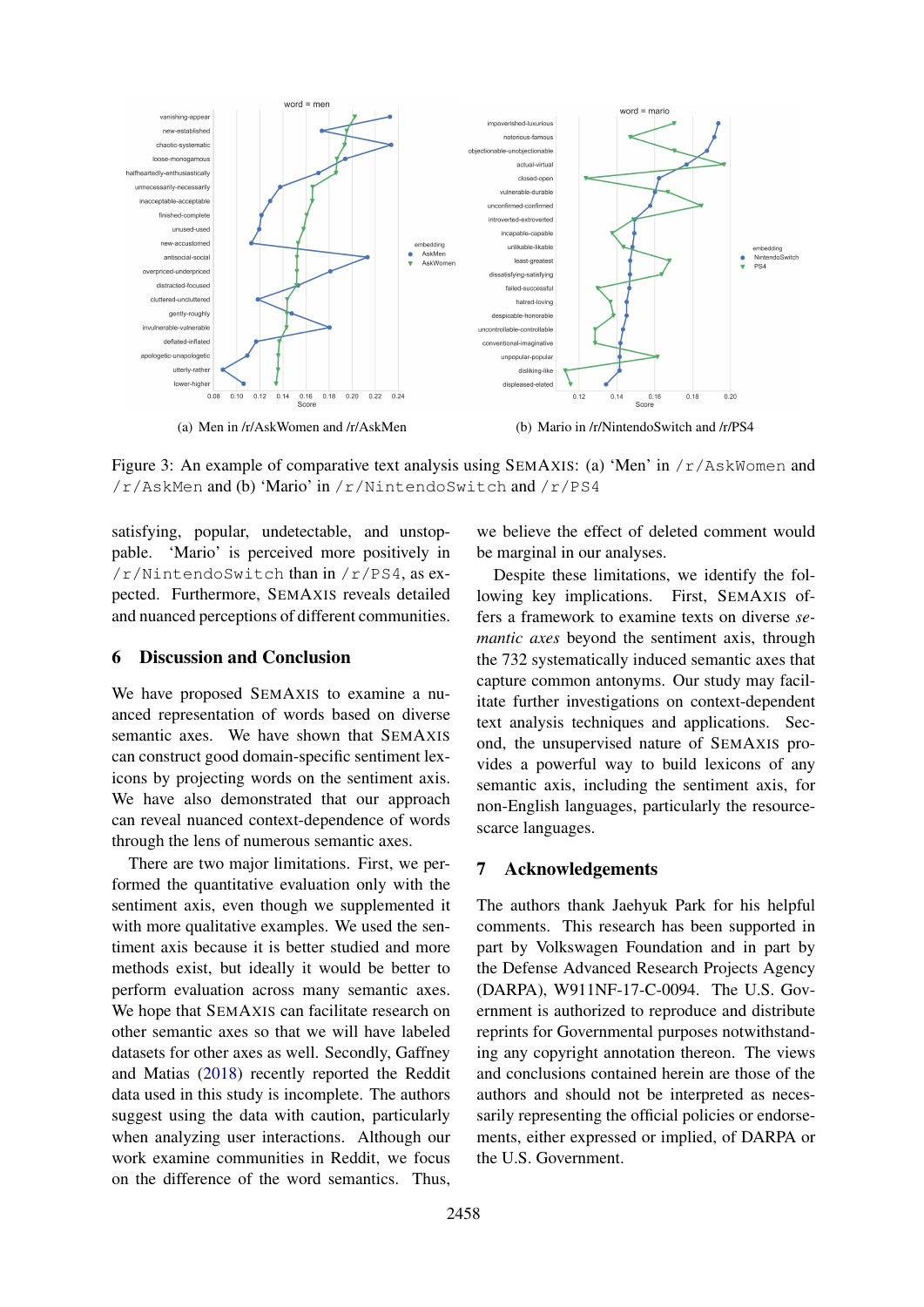(a) Men in /r/AskWomen and /r/AskMen

(b) Mario in /r/NintendoSwitch and /r/PS4

Figure 3: An example of comparative text analysis using SemAxis: (a) 'Men' in `/r/AskWomen` and `/r/AskMen` and (b) 'Mario' in `/r/NintendoSwitch` and `/r/PS4`

satisfying, popular, undetectable, and unstoppable. 'Mario' is perceived more positively in `/r/NintendoSwitch` than in `/r/PS4`, as expected. Furthermore, SemAxis reveals detailed and nuanced perceptions of different communities.

## 6 Discussion and Conclusion

We have proposed SemAxis to examine a nuanced representation of words based on diverse semantic axes. We have shown that SemAxis can construct good domain-specific sentiment lexicons by projecting words on the sentiment axis. We have also demonstrated that our approach can reveal nuanced context-dependence of words through the lens of numerous semantic axes.

There are two major limitations. First, we performed the quantitative evaluation only with the sentiment axis, even though we supplemented it with more qualitative examples. We used the sentiment axis because it is better studied and more methods exist, but ideally it would be better to perform evaluation across many semantic axes. We hope that SemAxis can facilitate research on other semantic axes so that we will have labeled datasets for other axes as well. Secondly, Gaffney and Matias (2018) recently reported the Reddit data used in this study is incomplete. The authors suggest using the data with caution, particularly when analyzing user interactions. Although our work examine communities in Reddit, we focus on the difference of the word semantics. Thus, we believe the effect of deleted comment would be marginal in our analyses.

Despite these limitations, we identify the following key implications. First, SemAxis offers a framework to examine texts on diverse *semantic axes* beyond the sentiment axis, through the 732 systematically induced semantic axes that capture common antonyms. Our study may facilitate further investigations on context-dependent text analysis techniques and applications. Second, the unsupervised nature of SemAxis provides a powerful way to build lexicons of any semantic axis, including the sentiment axis, for non-English languages, particularly the resource-scarce languages.

## 7 Acknowledgements

The authors thank Jaehyuk Park for his helpful comments. This research has been supported in part by Volkswagen Foundation and in part by the Defense Advanced Research Projects Agency (DARPA), W911NF-17-C-0094. The U.S. Government is authorized to reproduce and distribute reprints for Governmental purposes notwithstanding any copyright annotation thereon. The views and conclusions contained herein are those of the authors and should not be interpreted as necessarily representing the official policies or endorsements, either expressed or implied, of DARPA or the U.S. Government.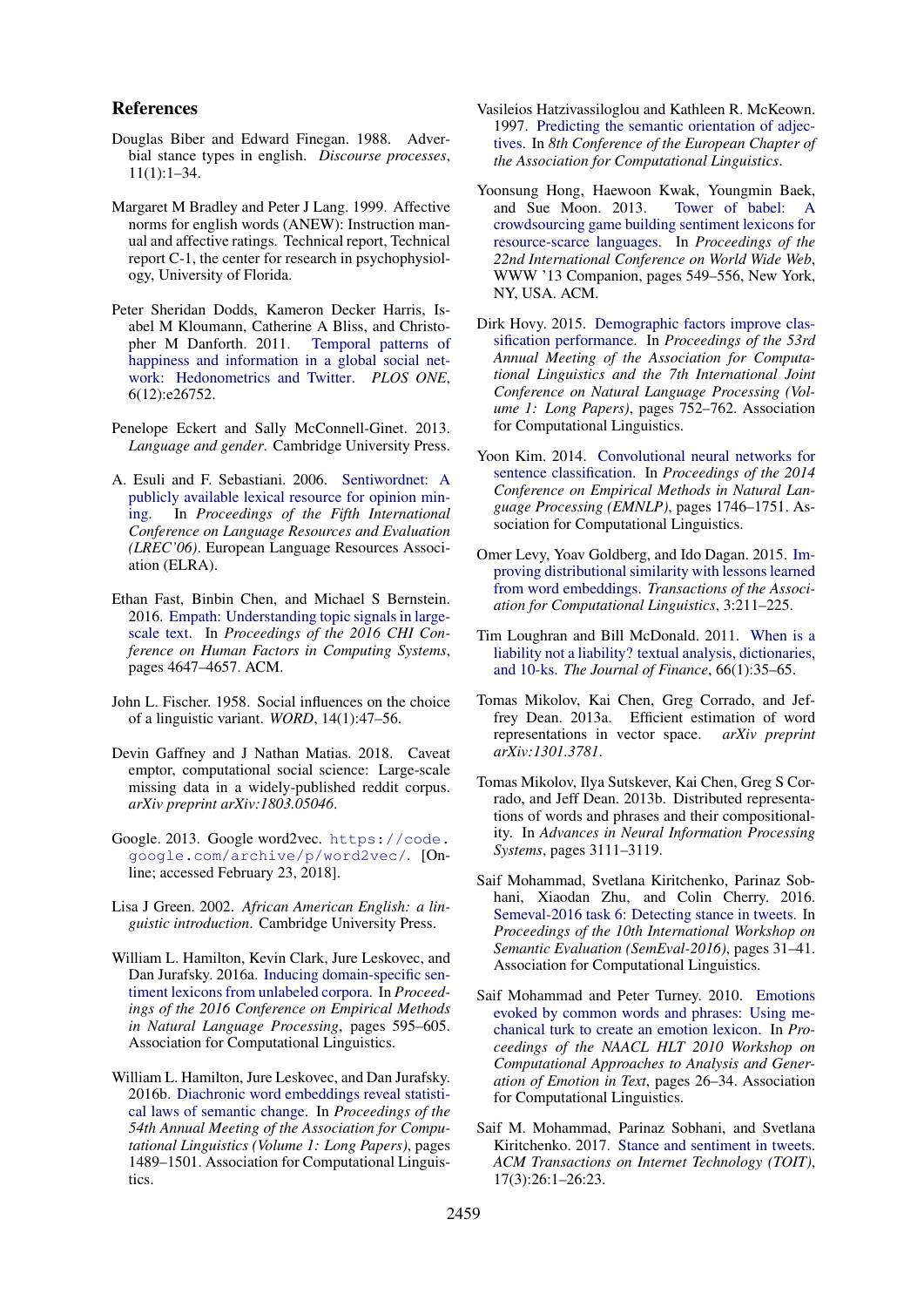## References

Douglas Biber and Edward Finegan. 1988. Adverbial stance types in english. *Discourse processes*, 11(1):1–34.

Margaret M Bradley and Peter J Lang. 1999. Affective norms for english words (ANEW): Instruction manual and affective ratings. Technical report, Technical report C-1, the center for research in psychophysiology, University of Florida.

Peter Sheridan Dodds, Kameron Decker Harris, Isabel M Kloumann, Catherine A Bliss, and Christopher M Danforth. 2011. Temporal patterns of happiness and information in a global social network: Hedonometrics and Twitter. *PLOS ONE*, 6(12):e26752.

Penelope Eckert and Sally McConnell-Ginet. 2013. *Language and gender*. Cambridge University Press.

A. Esuli and F. Sebastiani. 2006. Sentiwordnet: A publicly available lexical resource for opinion mining. In *Proceedings of the Fifth International Conference on Language Resources and Evaluation (LREC'06)*. European Language Resources Association (ELRA).

Ethan Fast, Binbin Chen, and Michael S Bernstein. 2016. Empath: Understanding topic signals in large-scale text. In *Proceedings of the 2016 CHI Conference on Human Factors in Computing Systems*, pages 4647–4657. ACM.

John L. Fischer. 1958. Social influences on the choice of a linguistic variant. *WORD*, 14(1):47–56.

Devin Gaffney and J Nathan Matias. 2018. Caveat emptor, computational social science: Large-scale missing data in a widely-published reddit corpus. *arXiv preprint arXiv:1803.05046*.

Google. 2013. Google word2vec. `https://code.google.com/archive/p/word2vec/`. [Online; accessed February 23, 2018].

Lisa J Green. 2002. *African American English: a linguistic introduction*. Cambridge University Press.

William L. Hamilton, Kevin Clark, Jure Leskovec, and Dan Jurafsky. 2016a. Inducing domain-specific sentiment lexicons from unlabeled corpora. In *Proceedings of the 2016 Conference on Empirical Methods in Natural Language Processing*, pages 595–605. Association for Computational Linguistics.

William L. Hamilton, Jure Leskovec, and Dan Jurafsky. 2016b. Diachronic word embeddings reveal statistical laws of semantic change. In *Proceedings of the 54th Annual Meeting of the Association for Computational Linguistics (Volume 1: Long Papers)*, pages 1489–1501. Association for Computational Linguistics.

Vasileios Hatzivassiloglou and Kathleen R. McKeown. 1997. Predicting the semantic orientation of adjectives. In *8th Conference of the European Chapter of the Association for Computational Linguistics*.

Yoonsung Hong, Haewoon Kwak, Youngmin Baek, and Sue Moon. 2013. Tower of babel: A crowdsourcing game building sentiment lexicons for resource-scarce languages. In *Proceedings of the 22nd International Conference on World Wide Web*, WWW '13 Companion, pages 549–556, New York, NY, USA. ACM.

Dirk Hovy. 2015. Demographic factors improve classification performance. In *Proceedings of the 53rd Annual Meeting of the Association for Computational Linguistics and the 7th International Joint Conference on Natural Language Processing (Volume 1: Long Papers)*, pages 752–762. Association for Computational Linguistics.

Yoon Kim. 2014. Convolutional neural networks for sentence classification. In *Proceedings of the 2014 Conference on Empirical Methods in Natural Language Processing (EMNLP)*, pages 1746–1751. Association for Computational Linguistics.

Omer Levy, Yoav Goldberg, and Ido Dagan. 2015. Improving distributional similarity with lessons learned from word embeddings. *Transactions of the Association for Computational Linguistics*, 3:211–225.

Tim Loughran and Bill McDonald. 2011. When is a liability not a liability? textual analysis, dictionaries, and 10-ks. *The Journal of Finance*, 66(1):35–65.

Tomas Mikolov, Kai Chen, Greg Corrado, and Jeffrey Dean. 2013a. Efficient estimation of word representations in vector space. *arXiv preprint arXiv:1301.3781*.

Tomas Mikolov, Ilya Sutskever, Kai Chen, Greg S Corrado, and Jeff Dean. 2013b. Distributed representations of words and phrases and their compositionality. In *Advances in Neural Information Processing Systems*, pages 3111–3119.

Saif Mohammad, Svetlana Kiritchenko, Parinaz Sobhani, Xiaodan Zhu, and Colin Cherry. 2016. Semeval-2016 task 6: Detecting stance in tweets. In *Proceedings of the 10th International Workshop on Semantic Evaluation (SemEval-2016)*, pages 31–41. Association for Computational Linguistics.

Saif Mohammad and Peter Turney. 2010. Emotions evoked by common words and phrases: Using mechanical turk to create an emotion lexicon. In *Proceedings of the NAACL HLT 2010 Workshop on Computational Approaches to Analysis and Generation of Emotion in Text*, pages 26–34. Association for Computational Linguistics.

Saif M. Mohammad, Parinaz Sobhani, and Svetlana Kiritchenko. 2017. Stance and sentiment in tweets. *ACM Transactions on Internet Technology (TOIT)*, 17(3):26:1–26:23.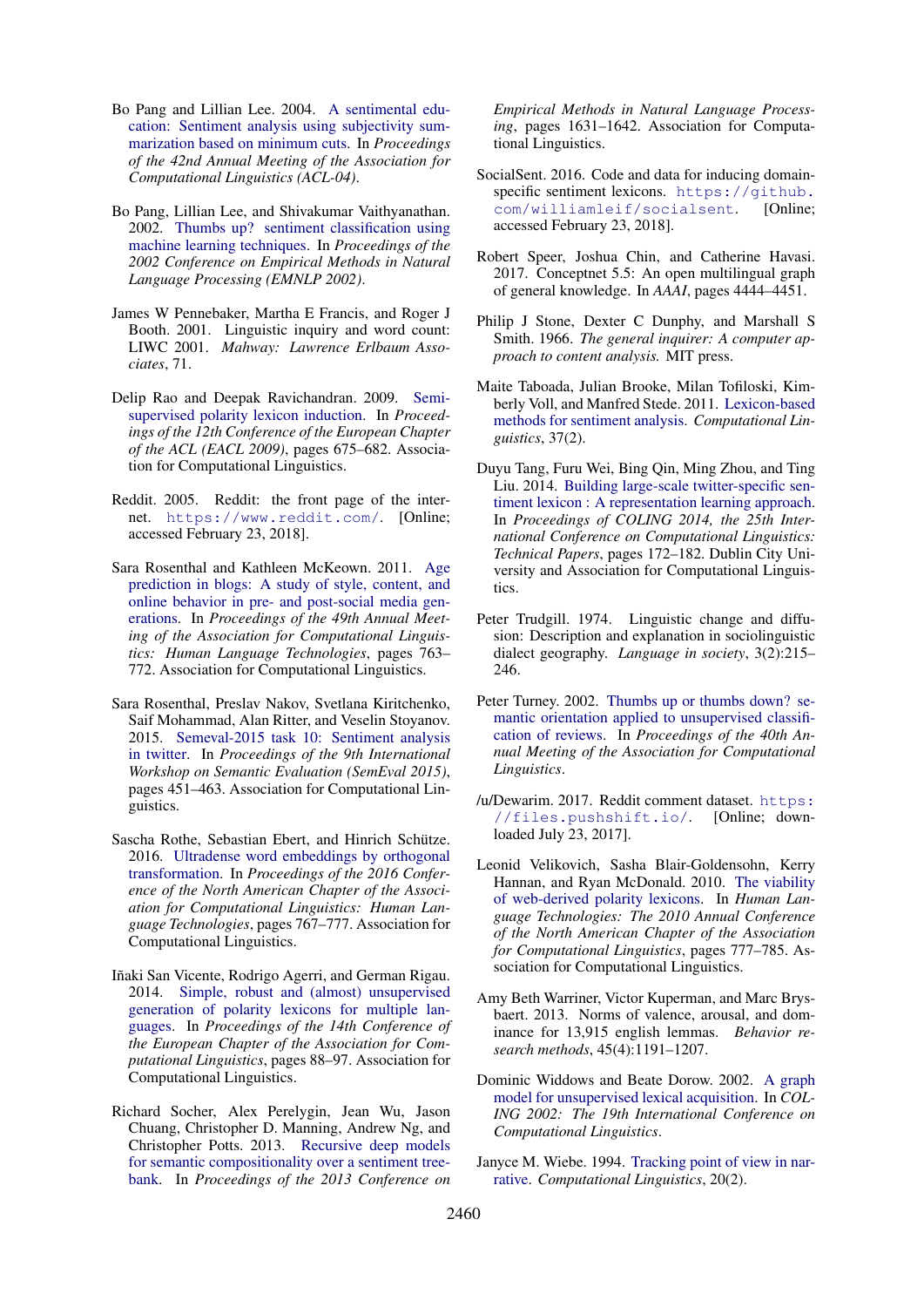Bo Pang and Lillian Lee. 2004. A sentimental education: Sentiment analysis using subjectivity summarization based on minimum cuts. In *Proceedings of the 42nd Annual Meeting of the Association for Computational Linguistics (ACL-04)*.

Bo Pang, Lillian Lee, and Shivakumar Vaithyanathan. 2002. Thumbs up? sentiment classification using machine learning techniques. In *Proceedings of the 2002 Conference on Empirical Methods in Natural Language Processing (EMNLP 2002)*.

James W Pennebaker, Martha E Francis, and Roger J Booth. 2001. Linguistic inquiry and word count: LIWC 2001. *Mahway: Lawrence Erlbaum Associates*, 71.

Delip Rao and Deepak Ravichandran. 2009. Semi-supervised polarity lexicon induction. In *Proceedings of the 12th Conference of the European Chapter of the ACL (EACL 2009)*, pages 675–682. Association for Computational Linguistics.

Reddit. 2005. Reddit: the front page of the internet. https://www.reddit.com/. [Online; accessed February 23, 2018].

Sara Rosenthal and Kathleen McKeown. 2011. Age prediction in blogs: A study of style, content, and online behavior in pre- and post-social media generations. In *Proceedings of the 49th Annual Meeting of the Association for Computational Linguistics: Human Language Technologies*, pages 763–772. Association for Computational Linguistics.

Sara Rosenthal, Preslav Nakov, Svetlana Kiritchenko, Saif Mohammad, Alan Ritter, and Veselin Stoyanov. 2015. Semeval-2015 task 10: Sentiment analysis in twitter. In *Proceedings of the 9th International Workshop on Semantic Evaluation (SemEval 2015)*, pages 451–463. Association for Computational Linguistics.

Sascha Rothe, Sebastian Ebert, and Hinrich Schütze. 2016. Ultradense word embeddings by orthogonal transformation. In *Proceedings of the 2016 Conference of the North American Chapter of the Association for Computational Linguistics: Human Language Technologies*, pages 767–777. Association for Computational Linguistics.

Iñaki San Vicente, Rodrigo Agerri, and German Rigau. 2014. Simple, robust and (almost) unsupervised generation of polarity lexicons for multiple languages. In *Proceedings of the 14th Conference of the European Chapter of the Association for Computational Linguistics*, pages 88–97. Association for Computational Linguistics.

Richard Socher, Alex Perelygin, Jean Wu, Jason Chuang, Christopher D. Manning, Andrew Ng, and Christopher Potts. 2013. Recursive deep models for semantic compositionality over a sentiment treebank. In *Proceedings of the 2013 Conference on Empirical Methods in Natural Language Processing*, pages 1631–1642. Association for Computational Linguistics.

SocialSent. 2016. Code and data for inducing domain-specific sentiment lexicons. https://github.com/williamleif/socialsent. [Online; accessed February 23, 2018].

Robert Speer, Joshua Chin, and Catherine Havasi. 2017. Conceptnet 5.5: An open multilingual graph of general knowledge. In *AAAI*, pages 4444–4451.

Philip J Stone, Dexter C Dunphy, and Marshall S Smith. 1966. *The general inquirer: A computer approach to content analysis.* MIT press.

Maite Taboada, Julian Brooke, Milan Tofiloski, Kimberly Voll, and Manfred Stede. 2011. Lexicon-based methods for sentiment analysis. *Computational Linguistics*, 37(2).

Duyu Tang, Furu Wei, Bing Qin, Ming Zhou, and Ting Liu. 2014. Building large-scale twitter-specific sentiment lexicon : A representation learning approach. In *Proceedings of COLING 2014, the 25th International Conference on Computational Linguistics: Technical Papers*, pages 172–182. Dublin City University and Association for Computational Linguistics.

Peter Trudgill. 1974. Linguistic change and diffusion: Description and explanation in sociolinguistic dialect geography. *Language in society*, 3(2):215–246.

Peter Turney. 2002. Thumbs up or thumbs down? semantic orientation applied to unsupervised classification of reviews. In *Proceedings of the 40th Annual Meeting of the Association for Computational Linguistics*.

/u/Dewarim. 2017. Reddit comment dataset. https://files.pushshift.io/. [Online; downloaded July 23, 2017].

Leonid Velikovich, Sasha Blair-Goldensohn, Kerry Hannan, and Ryan McDonald. 2010. The viability of web-derived polarity lexicons. In *Human Language Technologies: The 2010 Annual Conference of the North American Chapter of the Association for Computational Linguistics*, pages 777–785. Association for Computational Linguistics.

Amy Beth Warriner, Victor Kuperman, and Marc Brysbaert. 2013. Norms of valence, arousal, and dominance for 13,915 english lemmas. *Behavior research methods*, 45(4):1191–1207.

Dominic Widdows and Beate Dorow. 2002. A graph model for unsupervised lexical acquisition. In *COLING 2002: The 19th International Conference on Computational Linguistics*.

Janyce M. Wiebe. 1994. Tracking point of view in narrative. *Computational Linguistics*, 20(2).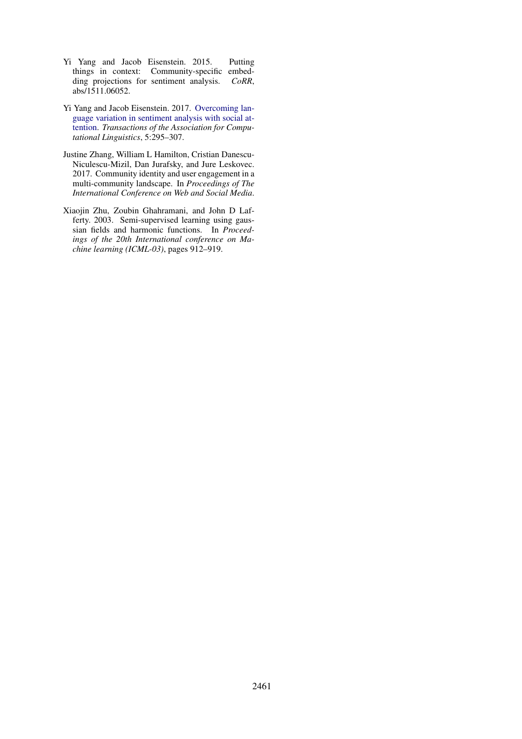Yi Yang and Jacob Eisenstein. 2015. Putting things in context: Community-specific embedding projections for sentiment analysis. *CoRR*, abs/1511.06052.

Yi Yang and Jacob Eisenstein. 2017. Overcoming language variation in sentiment analysis with social attention. *Transactions of the Association for Computational Linguistics*, 5:295–307.

Justine Zhang, William L Hamilton, Cristian Danescu-Niculescu-Mizil, Dan Jurafsky, and Jure Leskovec. 2017. Community identity and user engagement in a multi-community landscape. In *Proceedings of The International Conference on Web and Social Media*.

Xiaojin Zhu, Zoubin Ghahramani, and John D Lafferty. 2003. Semi-supervised learning using gaussian fields and harmonic functions. In *Proceedings of the 20th International conference on Machine learning (ICML-03)*, pages 912–919.